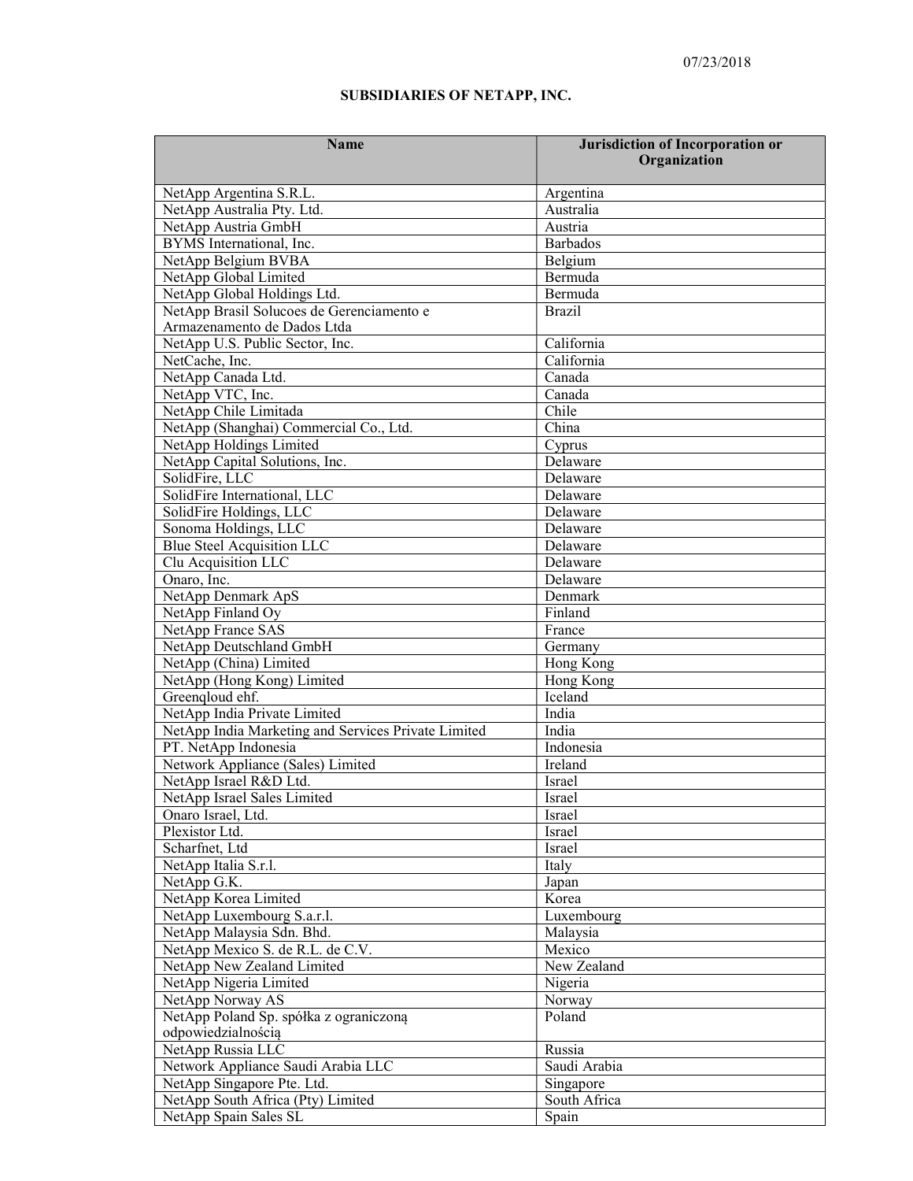07/23/2018

# SUBSIDIARIES OF NETAPP, INC.

| Name | Jurisdiction of Incorporation or Organization |
|---|---|
| NetApp Argentina S.R.L. | Argentina |
| NetApp Australia Pty. Ltd. | Australia |
| NetApp Austria GmbH | Austria |
| BYMS International, Inc. | Barbados |
| NetApp Belgium BVBA | Belgium |
| NetApp Global Limited | Bermuda |
| NetApp Global Holdings Ltd. | Bermuda |
| NetApp Brasil Solucoes de Gerenciamento e Armazenamento de Dados Ltda | Brazil |
| NetApp U.S. Public Sector, Inc. | California |
| NetCache, Inc. | California |
| NetApp Canada Ltd. | Canada |
| NetApp VTC, Inc. | Canada |
| NetApp Chile Limitada | Chile |
| NetApp (Shanghai) Commercial Co., Ltd. | China |
| NetApp Holdings Limited | Cyprus |
| NetApp Capital Solutions, Inc. | Delaware |
| SolidFire, LLC | Delaware |
| SolidFire International, LLC | Delaware |
| SolidFire Holdings, LLC | Delaware |
| Sonoma Holdings, LLC | Delaware |
| Blue Steel Acquisition LLC | Delaware |
| Clu Acquisition LLC | Delaware |
| Onaro, Inc. | Delaware |
| NetApp Denmark ApS | Denmark |
| NetApp Finland Oy | Finland |
| NetApp France SAS | France |
| NetApp Deutschland GmbH | Germany |
| NetApp (China) Limited | Hong Kong |
| NetApp (Hong Kong) Limited | Hong Kong |
| Greenqloud ehf. | Iceland |
| NetApp India Private Limited | India |
| NetApp India Marketing and Services Private Limited | India |
| PT. NetApp Indonesia | Indonesia |
| Network Appliance (Sales) Limited | Ireland |
| NetApp Israel R&D Ltd. | Israel |
| NetApp Israel Sales Limited | Israel |
| Onaro Israel, Ltd. | Israel |
| Plexistor Ltd. | Israel |
| Scharfnet, Ltd | Israel |
| NetApp Italia S.r.l. | Italy |
| NetApp G.K. | Japan |
| NetApp Korea Limited | Korea |
| NetApp Luxembourg S.a.r.l. | Luxembourg |
| NetApp Malaysia Sdn. Bhd. | Malaysia |
| NetApp Mexico S. de R.L. de C.V. | Mexico |
| NetApp New Zealand Limited | New Zealand |
| NetApp Nigeria Limited | Nigeria |
| NetApp Norway AS | Norway |
| NetApp Poland Sp. spółka z ograniczoną odpowiedzialnością | Poland |
| NetApp Russia LLC | Russia |
| Network Appliance Saudi Arabia LLC | Saudi Arabia |
| NetApp Singapore Pte. Ltd. | Singapore |
| NetApp South Africa (Pty) Limited | South Africa |
| NetApp Spain Sales SL | Spain |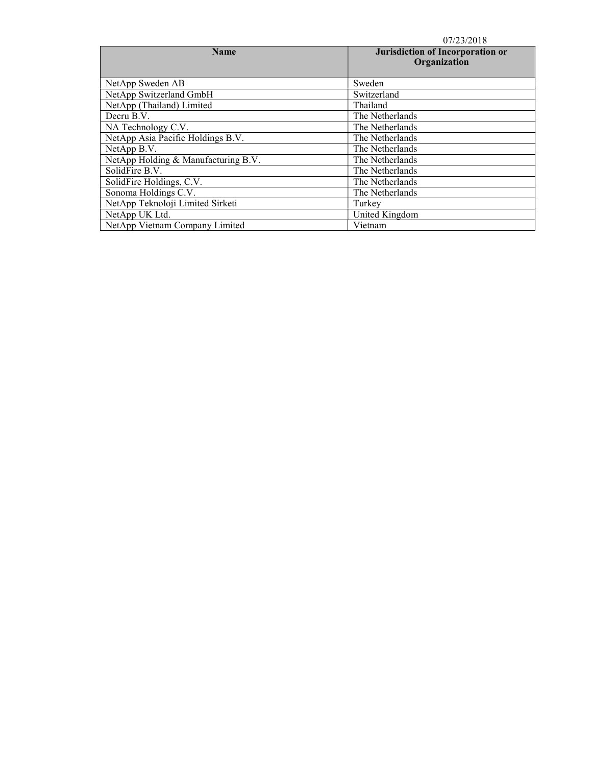07/23/2018

| Name | Jurisdiction of Incorporation or Organization |
| --- | --- |
| NetApp Sweden AB | Sweden |
| NetApp Switzerland GmbH | Switzerland |
| NetApp (Thailand) Limited | Thailand |
| Decru B.V. | The Netherlands |
| NA Technology C.V. | The Netherlands |
| NetApp Asia Pacific Holdings B.V. | The Netherlands |
| NetApp B.V. | The Netherlands |
| NetApp Holding & Manufacturing B.V. | The Netherlands |
| SolidFire B.V. | The Netherlands |
| SolidFire Holdings, C.V. | The Netherlands |
| Sonoma Holdings C.V. | The Netherlands |
| NetApp Teknoloji Limited Sirketi | Turkey |
| NetApp UK Ltd. | United Kingdom |
| NetApp Vietnam Company Limited | Vietnam |